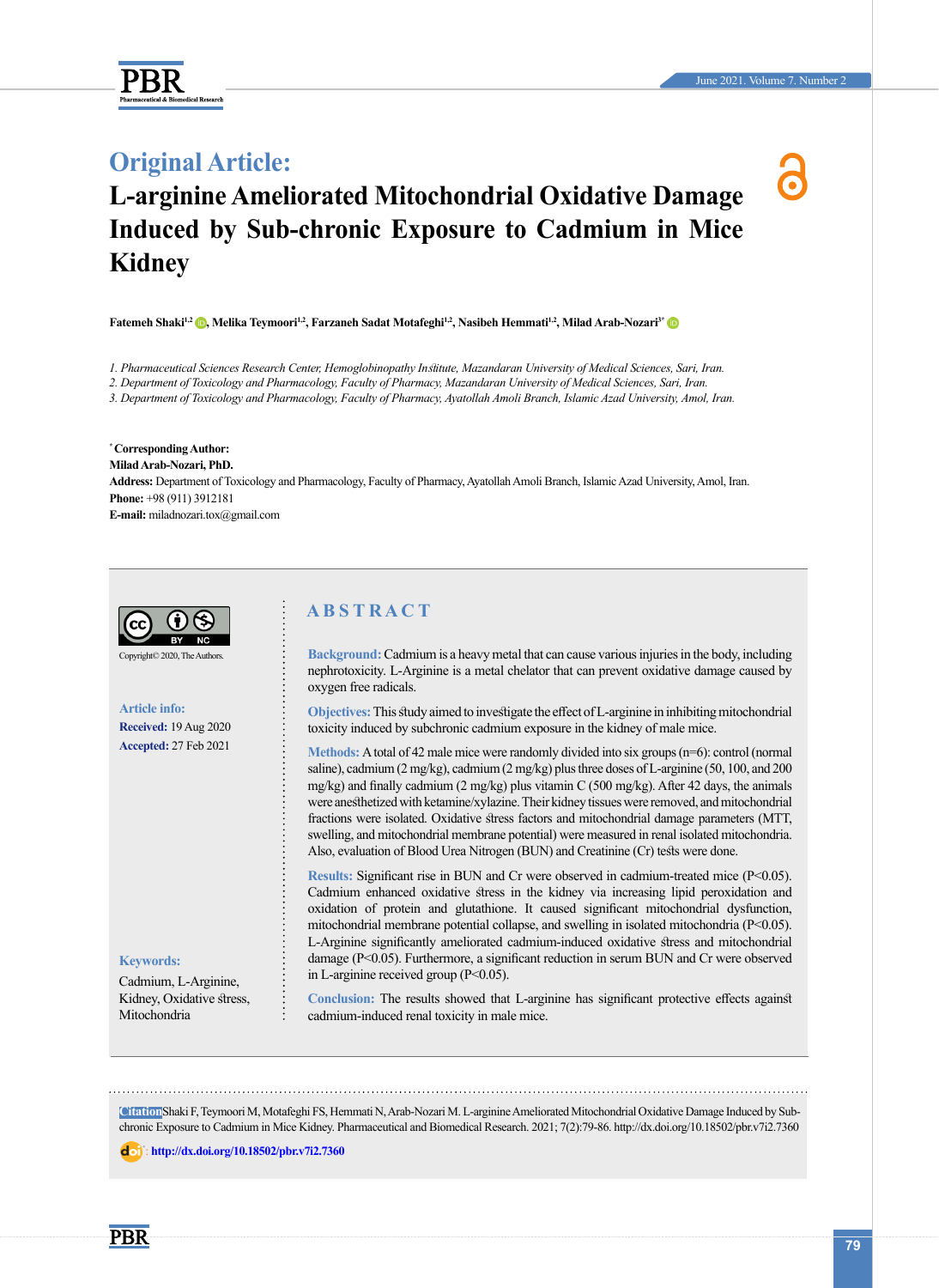# Original Article:

# L-arginine Ameliorated Mitochondrial Oxidative Damage Induced by Sub-chronic Exposure to Cadmium in Mice Kidney

**Fatemeh Shaki[1,2], Melika Teymoori[1,2], Farzaneh Sadat Motafeghi[1,2], Nasibeh Hemmati[1,2], Milad Arab-Nozari[3*]**

1. *Pharmaceutical Sciences Research Center, Hemoglobinopathy Institute, Mazandaran University of Medical Sciences, Sari, Iran.*
2. *Department of Toxicology and Pharmacology, Faculty of Pharmacy, Mazandaran University of Medical Sciences, Sari, Iran.*
3. *Department of Toxicology and Pharmacology, Faculty of Pharmacy, Ayatollah Amoli Branch, Islamic Azad University, Amol, Iran.*

**[*] Corresponding Author:**
**Milad Arab-Nozari, PhD.**
**Address:** Department of Toxicology and Pharmacology, Faculty of Pharmacy, Ayatollah Amoli Branch, Islamic Azad University, Amol, Iran.
**Phone:** +98 (911) 3912181
**E-mail:** miladnozari.tox@gmail.com

Copyright© 2020, The Authors.

**Article info:**
**Received:** 19 Aug 2020
**Accepted:** 27 Feb 2021

**Keywords:**
Cadmium, L-Arginine, Kidney, Oxidative stress, Mitochondria

## ABSTRACT

**Background:** Cadmium is a heavy metal that can cause various injuries in the body, including nephrotoxicity. L-Arginine is a metal chelator that can prevent oxidative damage caused by oxygen free radicals.

**Objectives:** This study aimed to investigate the effect of L-arginine in inhibiting mitochondrial toxicity induced by subchronic cadmium exposure in the kidney of male mice.

**Methods:** A total of 42 male mice were randomly divided into six groups (n=6): control (normal saline), cadmium (2 mg/kg), cadmium (2 mg/kg) plus three doses of L-arginine (50, 100, and 200 mg/kg) and finally cadmium (2 mg/kg) plus vitamin C (500 mg/kg). After 42 days, the animals were anesthetized with ketamine/xylazine. Their kidney tissues were removed, and mitochondrial fractions were isolated. Oxidative stress factors and mitochondrial damage parameters (MTT, swelling, and mitochondrial membrane potential) were measured in renal isolated mitochondria. Also, evaluation of Blood Urea Nitrogen (BUN) and Creatinine (Cr) tests were done.

**Results:** Significant rise in BUN and Cr were observed in cadmium-treated mice ($P<0.05$). Cadmium enhanced oxidative stress in the kidney via increasing lipid peroxidation and oxidation of protein and glutathione. It caused significant mitochondrial dysfunction, mitochondrial membrane potential collapse, and swelling in isolated mitochondria ($P<0.05$). L-Arginine significantly ameliorated cadmium-induced oxidative stress and mitochondrial damage ($P<0.05$). Furthermore, a significant reduction in serum BUN and Cr were observed in L-arginine received group ($P<0.05$).

**Conclusion:** The results showed that L-arginine has significant protective effects against cadmium-induced renal toxicity in male mice.

**Citation** Shaki F, Teymoori M, Motafeghi FS, Hemmati N, Arab-Nozari M. L-arginine Ameliorated Mitochondrial Oxidative Damage Induced by Sub-chronic Exposure to Cadmium in Mice Kidney. Pharmaceutical and Biomedical Research. 2021; 7(2):79-86. http://dx.doi.org/10.18502/pbr.v7i2.7360

doi: http://dx.doi.org/10.18502/pbr.v7i2.7360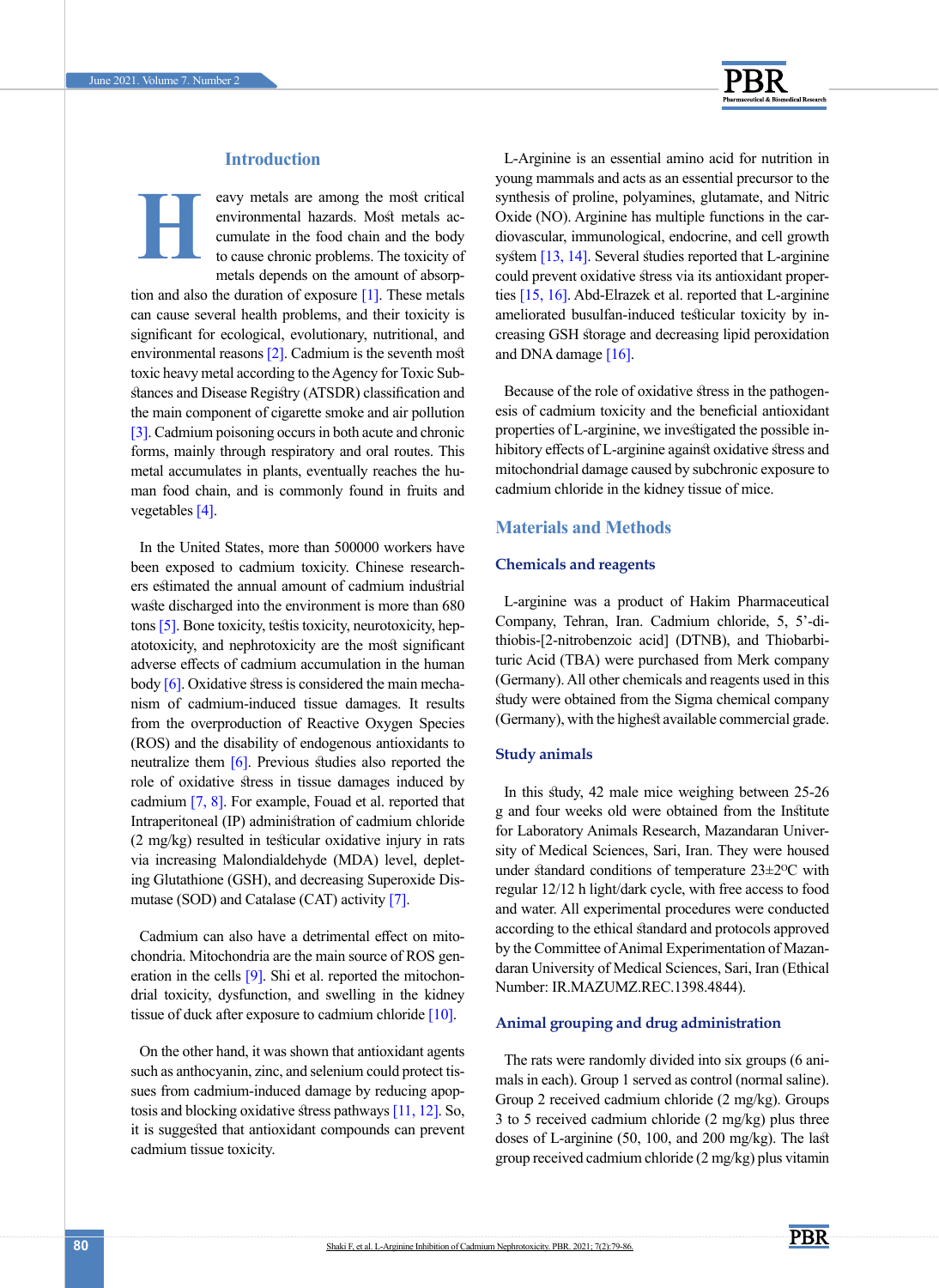## Introduction

Heavy metals are among the most critical environmental hazards. Most metals accumulate in the food chain and the body to cause chronic problems. The toxicity of metals depends on the amount of absorption and also the duration of exposure [1]. These metals can cause several health problems, and their toxicity is significant for ecological, evolutionary, nutritional, and environmental reasons [2]. Cadmium is the seventh most toxic heavy metal according to the Agency for Toxic Substances and Disease Registry (ATSDR) classification and the main component of cigarette smoke and air pollution [3]. Cadmium poisoning occurs in both acute and chronic forms, mainly through respiratory and oral routes. This metal accumulates in plants, eventually reaches the human food chain, and is commonly found in fruits and vegetables [4].

In the United States, more than 500000 workers have been exposed to cadmium toxicity. Chinese researchers estimated the annual amount of cadmium industrial waste discharged into the environment is more than 680 tons [5]. Bone toxicity, testis toxicity, neurotoxicity, hepatotoxicity, and nephrotoxicity are the most significant adverse effects of cadmium accumulation in the human body [6]. Oxidative stress is considered the main mechanism of cadmium-induced tissue damages. It results from the overproduction of Reactive Oxygen Species (ROS) and the disability of endogenous antioxidants to neutralize them [6]. Previous studies also reported the role of oxidative stress in tissue damages induced by cadmium [7, 8]. For example, Fouad et al. reported that Intraperitoneal (IP) administration of cadmium chloride (2 mg/kg) resulted in testicular oxidative injury in rats via increasing Malondialdehyde (MDA) level, depleting Glutathione (GSH), and decreasing Superoxide Dismutase (SOD) and Catalase (CAT) activity [7].

Cadmium can also have a detrimental effect on mitochondria. Mitochondria are the main source of ROS generation in the cells [9]. Shi et al. reported the mitochondrial toxicity, dysfunction, and swelling in the kidney tissue of duck after exposure to cadmium chloride [10].

On the other hand, it was shown that antioxidant agents such as anthocyanin, zinc, and selenium could protect tissues from cadmium-induced damage by reducing apoptosis and blocking oxidative stress pathways [11, 12]. So, it is suggested that antioxidant compounds can prevent cadmium tissue toxicity.

L-Arginine is an essential amino acid for nutrition in young mammals and acts as an essential precursor to the synthesis of proline, polyamines, glutamate, and Nitric Oxide (NO). Arginine has multiple functions in the cardiovascular, immunological, endocrine, and cell growth system [13, 14]. Several studies reported that L-arginine could prevent oxidative stress via its antioxidant properties [15, 16]. Abd-Elrazek et al. reported that L-arginine ameliorated busulfan-induced testicular toxicity by increasing GSH storage and decreasing lipid peroxidation and DNA damage [16].

Because of the role of oxidative stress in the pathogenesis of cadmium toxicity and the beneficial antioxidant properties of L-arginine, we investigated the possible inhibitory effects of L-arginine against oxidative stress and mitochondrial damage caused by subchronic exposure to cadmium chloride in the kidney tissue of mice.

## Materials and Methods

### Chemicals and reagents

L-arginine was a product of Hakim Pharmaceutical Company, Tehran, Iran. Cadmium chloride, 5, 5'-dithiobis-[2-nitrobenzoic acid] (DTNB), and Thiobarbituric Acid (TBA) were purchased from Merk company (Germany). All other chemicals and reagents used in this study were obtained from the Sigma chemical company (Germany), with the highest available commercial grade.

### Study animals

In this study, 42 male mice weighing between 25-26 g and four weeks old were obtained from the Institute for Laboratory Animals Research, Mazandaran University of Medical Sciences, Sari, Iran. They were housed under standard conditions of temperature 23±2°C with regular 12/12 h light/dark cycle, with free access to food and water. All experimental procedures were conducted according to the ethical standard and protocols approved by the Committee of Animal Experimentation of Mazandaran University of Medical Sciences, Sari, Iran (Ethical Number: IR.MAZUMZ.REC.1398.4844).

### Animal grouping and drug administration

The rats were randomly divided into six groups (6 animals in each). Group 1 served as control (normal saline). Group 2 received cadmium chloride (2 mg/kg). Groups 3 to 5 received cadmium chloride (2 mg/kg) plus three doses of L-arginine (50, 100, and 200 mg/kg). The last group received cadmium chloride (2 mg/kg) plus vitamin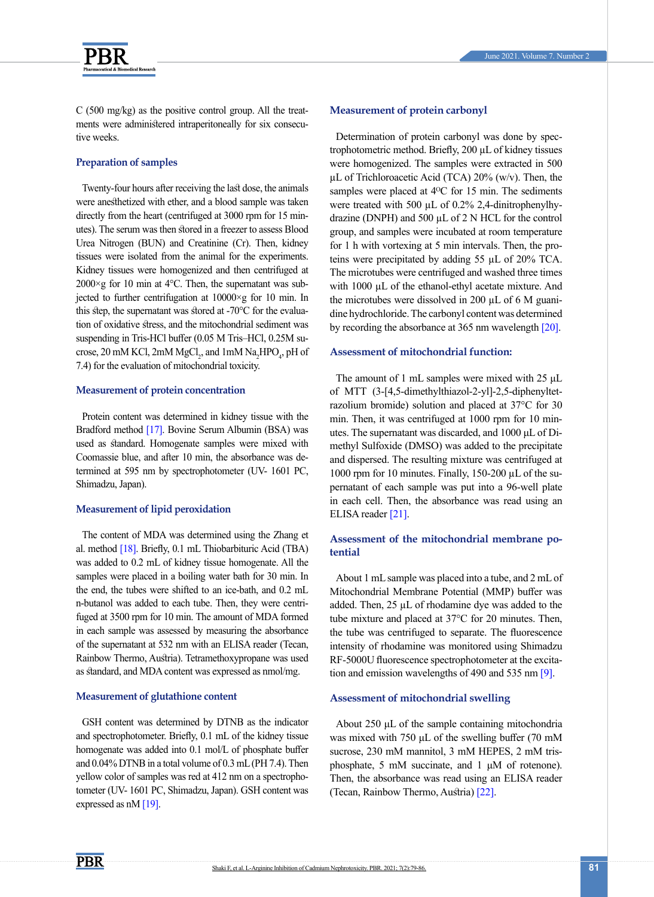C (500 mg/kg) as the positive control group. All the treatments were administered intraperitoneally for six consecutive weeks.

### Preparation of samples

Twenty-four hours after receiving the last dose, the animals were anesthetized with ether, and a blood sample was taken directly from the heart (centrifuged at 3000 rpm for 15 minutes). The serum was then stored in a freezer to assess Blood Urea Nitrogen (BUN) and Creatinine (Cr). Then, kidney tissues were isolated from the animal for the experiments. Kidney tissues were homogenized and then centrifuged at 2000×g for 10 min at 4°C. Then, the supernatant was subjected to further centrifugation at 10000×g for 10 min. In this step, the supernatant was stored at -70°C for the evaluation of oxidative stress, and the mitochondrial sediment was suspending in Tris-HCl buffer (0.05 M Tris–HCl, 0.25M sucrose, 20 mM KCl, 2mM $MgCl_2$, and 1mM $Na_2HPO_4$, pH of 7.4) for the evaluation of mitochondrial toxicity.

### Measurement of protein concentration

Protein content was determined in kidney tissue with the Bradford method [17]. Bovine Serum Albumin (BSA) was used as standard. Homogenate samples were mixed with Coomassie blue, and after 10 min, the absorbance was determined at 595 nm by spectrophotometer (UV- 1601 PC, Shimadzu, Japan).

### Measurement of lipid peroxidation

The content of MDA was determined using the Zhang et al. method [18]. Briefly, 0.1 mL Thiobarbituric Acid (TBA) was added to 0.2 mL of kidney tissue homogenate. All the samples were placed in a boiling water bath for 30 min. In the end, the tubes were shifted to an ice-bath, and 0.2 mL n-butanol was added to each tube. Then, they were centrifuged at 3500 rpm for 10 min. The amount of MDA formed in each sample was assessed by measuring the absorbance of the supernatant at 532 nm with an ELISA reader (Tecan, Rainbow Thermo, Austria). Tetramethoxypropane was used as standard, and MDA content was expressed as nmol/mg.

### Measurement of glutathione content

GSH content was determined by DTNB as the indicator and spectrophotometer. Briefly, 0.1 mL of the kidney tissue homogenate was added into 0.1 mol/L of phosphate buffer and 0.04% DTNB in a total volume of 0.3 mL (PH 7.4). Then yellow color of samples was red at 412 nm on a spectrophotometer (UV- 1601 PC, Shimadzu, Japan). GSH content was expressed as nM [19].

### Measurement of protein carbonyl

Determination of protein carbonyl was done by spectrophotometric method. Briefly, 200 µL of kidney tissues were homogenized. The samples were extracted in 500 µL of Trichloroacetic Acid (TCA) 20% (w/v). Then, the samples were placed at 4ºC for 15 min. The sediments were treated with 500 µL of 0.2% 2,4-dinitrophenylhydrazine (DNPH) and 500 µL of 2 N HCL for the control group, and samples were incubated at room temperature for 1 h with vortexing at 5 min intervals. Then, the proteins were precipitated by adding 55 µL of 20% TCA. The microtubes were centrifuged and washed three times with 1000 µL of the ethanol-ethyl acetate mixture. And the microtubes were dissolved in 200 µL of 6 M guanidine hydrochloride. The carbonyl content was determined by recording the absorbance at 365 nm wavelength [20].

### Assessment of mitochondrial function:

The amount of 1 mL samples were mixed with 25 µL of MTT (3-[4,5-dimethylthiazol-2-yl]-2,5-diphenyltetrazolium bromide) solution and placed at 37°C for 30 min. Then, it was centrifuged at 1000 rpm for 10 minutes. The supernatant was discarded, and 1000 µL of Dimethyl Sulfoxide (DMSO) was added to the precipitate and dispersed. The resulting mixture was centrifuged at 1000 rpm for 10 minutes. Finally, 150-200 µL of the supernatant of each sample was put into a 96-well plate in each cell. Then, the absorbance was read using an ELISA reader [21].

### Assessment of the mitochondrial membrane potential

About 1 mL sample was placed into a tube, and 2 mL of Mitochondrial Membrane Potential (MMP) buffer was added. Then, 25 µL of rhodamine dye was added to the tube mixture and placed at 37°C for 20 minutes. Then, the tube was centrifuged to separate. The fluorescence intensity of rhodamine was monitored using Shimadzu RF-5000U fluorescence spectrophotometer at the excitation and emission wavelengths of 490 and 535 nm [9].

### Assessment of mitochondrial swelling

About 250 µL of the sample containing mitochondria was mixed with 750 µL of the swelling buffer (70 mM sucrose, 230 mM mannitol, 3 mM HEPES, 2 mM tris-phosphate, 5 mM succinate, and 1 µM of rotenone). Then, the absorbance was read using an ELISA reader (Tecan, Rainbow Thermo, Austria) [22].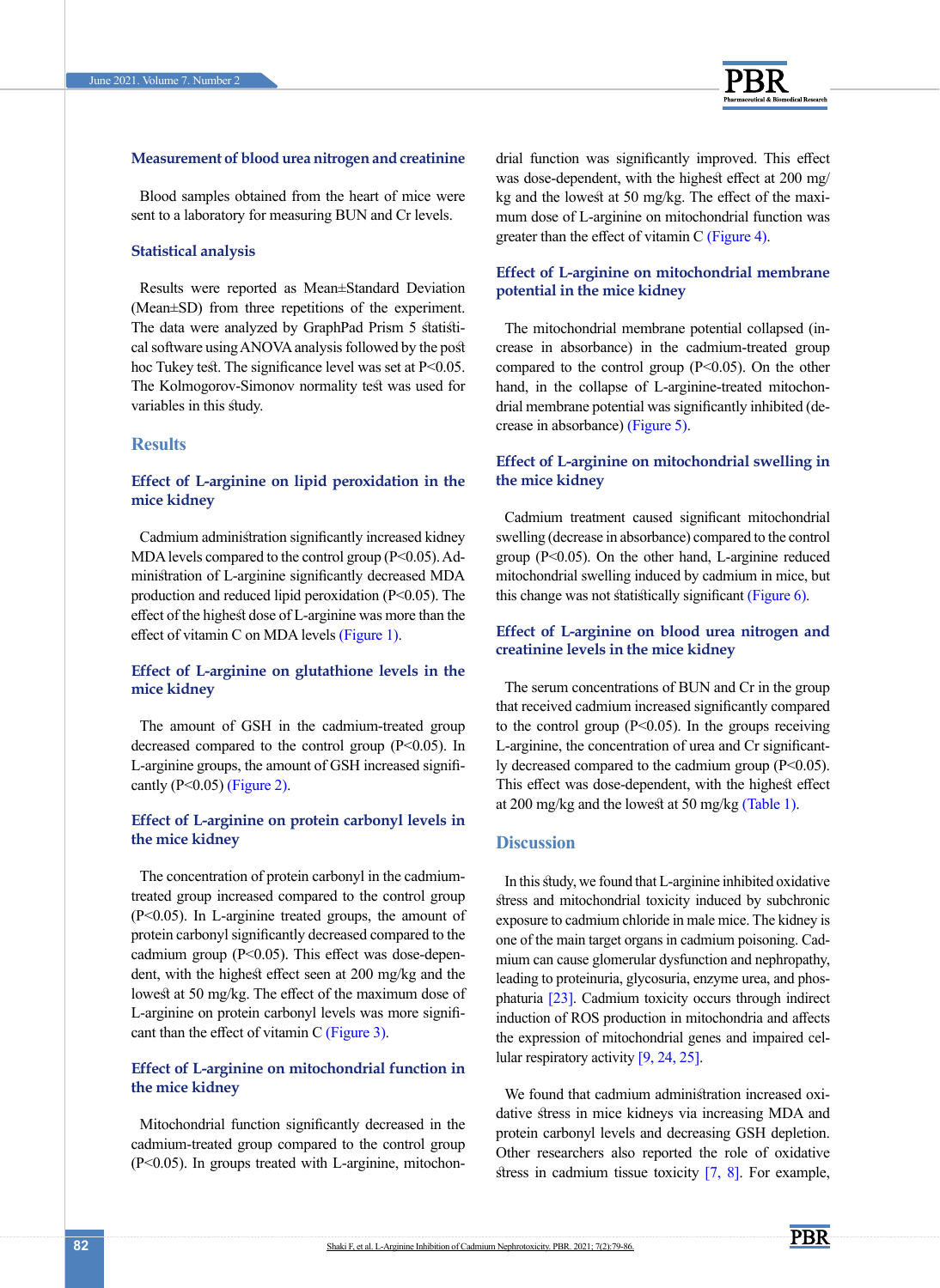### Measurement of blood urea nitrogen and creatinine

Blood samples obtained from the heart of mice were sent to a laboratory for measuring BUN and Cr levels.

### Statistical analysis

Results were reported as Mean±Standard Deviation (Mean±SD) from three repetitions of the experiment. The data were analyzed by GraphPad Prism 5 statistical software using ANOVA analysis followed by the post hoc Tukey test. The significance level was set at P<0.05. The Kolmogorov-Simonov normality test was used for variables in this study.

## Results

### Effect of L-arginine on lipid peroxidation in the mice kidney

Cadmium administration significantly increased kidney MDA levels compared to the control group (P<0.05). Administration of L-arginine significantly decreased MDA production and reduced lipid peroxidation (P<0.05). The effect of the highest dose of L-arginine was more than the effect of vitamin C on MDA levels (Figure 1).

### Effect of L-arginine on glutathione levels in the mice kidney

The amount of GSH in the cadmium-treated group decreased compared to the control group (P<0.05). In L-arginine groups, the amount of GSH increased significantly (P<0.05) (Figure 2).

### Effect of L-arginine on protein carbonyl levels in the mice kidney

The concentration of protein carbonyl in the cadmium-treated group increased compared to the control group (P<0.05). In L-arginine treated groups, the amount of protein carbonyl significantly decreased compared to the cadmium group (P<0.05). This effect was dose-dependent, with the highest effect seen at 200 mg/kg and the lowest at 50 mg/kg. The effect of the maximum dose of L-arginine on protein carbonyl levels was more significant than the effect of vitamin C (Figure 3).

### Effect of L-arginine on mitochondrial function in the mice kidney

Mitochondrial function significantly decreased in the cadmium-treated group compared to the control group (P<0.05). In groups treated with L-arginine, mitochondrial function was significantly improved. This effect was dose-dependent, with the highest effect at 200 mg/kg and the lowest at 50 mg/kg. The effect of the maximum dose of L-arginine on mitochondrial function was greater than the effect of vitamin C (Figure 4).

### Effect of L-arginine on mitochondrial membrane potential in the mice kidney

The mitochondrial membrane potential collapsed (increase in absorbance) in the cadmium-treated group compared to the control group (P<0.05). On the other hand, in the collapse of L-arginine-treated mitochondrial membrane potential was significantly inhibited (decrease in absorbance) (Figure 5).

### Effect of L-arginine on mitochondrial swelling in the mice kidney

Cadmium treatment caused significant mitochondrial swelling (decrease in absorbance) compared to the control group (P<0.05). On the other hand, L-arginine reduced mitochondrial swelling induced by cadmium in mice, but this change was not statistically significant (Figure 6).

### Effect of L-arginine on blood urea nitrogen and creatinine levels in the mice kidney

The serum concentrations of BUN and Cr in the group that received cadmium increased significantly compared to the control group (P<0.05). In the groups receiving L-arginine, the concentration of urea and Cr significantly decreased compared to the cadmium group (P<0.05). This effect was dose-dependent, with the highest effect at 200 mg/kg and the lowest at 50 mg/kg (Table 1).

## Discussion

In this study, we found that L-arginine inhibited oxidative stress and mitochondrial toxicity induced by subchronic exposure to cadmium chloride in male mice. The kidney is one of the main target organs in cadmium poisoning. Cadmium can cause glomerular dysfunction and nephropathy, leading to proteinuria, glycosuria, enzyme urea, and phosphaturia [23]. Cadmium toxicity occurs through indirect induction of ROS production in mitochondria and affects the expression of mitochondrial genes and impaired cellular respiratory activity [9, 24, 25].

We found that cadmium administration increased oxidative stress in mice kidneys via increasing MDA and protein carbonyl levels and decreasing GSH depletion. Other researchers also reported the role of oxidative stress in cadmium tissue toxicity [7, 8]. For example,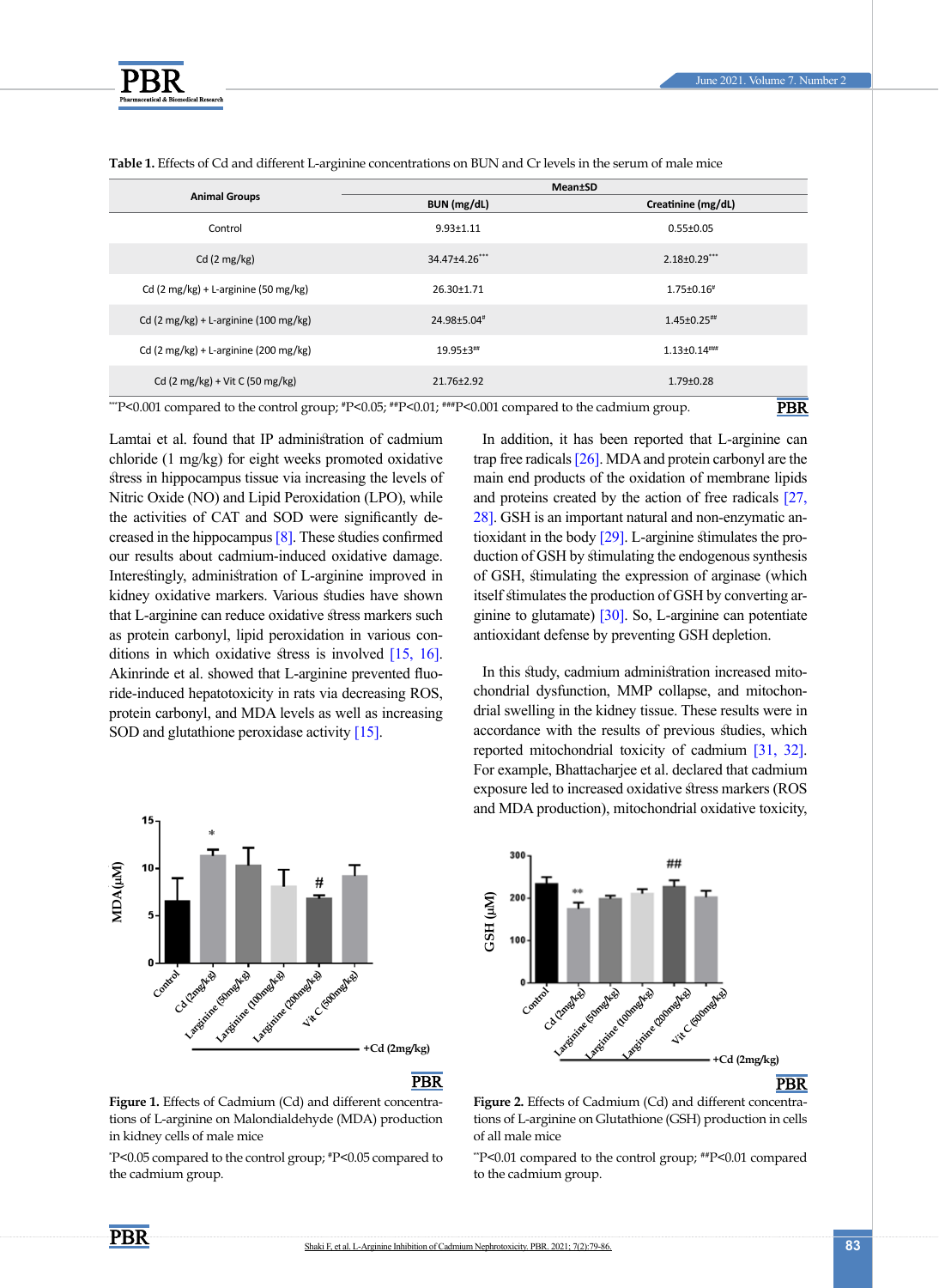**Table 1.** Effects of Cd and different L-arginine concentrations on BUN and Cr levels in the serum of male mice

| Animal Groups | Mean±SD | |
|---|---|---|
| | BUN (mg/dL) | Creatinine (mg/dL) |
| Control | 9.93±1.11 | 0.55±0.05 |
| Cd (2 mg/kg) | 34.47±4.26*** | 2.18±0.29*** |
| Cd (2 mg/kg) + L-arginine (50 mg/kg) | 26.30±1.71 | 1.75±0.16# |
| Cd (2 mg/kg) + L-arginine (100 mg/kg) | 24.98±5.04# | 1.45±0.25## |
| Cd (2 mg/kg) + L-arginine (200 mg/kg) | 19.95±3## | 1.13±0.14### |
| Cd (2 mg/kg) + Vit C (50 mg/kg) | 21.76±2.92 | 1.79±0.28 |

***P<0.001 compared to the control group; #P<0.05; ##P<0.01; ###P<0.001 compared to the cadmium group.

Lamtai et al. found that IP administration of cadmium chloride (1 mg/kg) for eight weeks promoted oxidative stress in hippocampus tissue via increasing the levels of Nitric Oxide (NO) and Lipid Peroxidation (LPO), while the activities of CAT and SOD were significantly decreased in the hippocampus [8]. These studies confirmed our results about cadmium-induced oxidative damage. Interestingly, administration of L-arginine improved in kidney oxidative markers. Various studies have shown that L-arginine can reduce oxidative stress markers such as protein carbonyl, lipid peroxidation in various conditions in which oxidative stress is involved [15, 16]. Akinrinde et al. showed that L-arginine prevented fluoride-induced hepatotoxicity in rats via decreasing ROS, protein carbonyl, and MDA levels as well as increasing SOD and glutathione peroxidase activity [15].

In addition, it has been reported that L-arginine can trap free radicals [26]. MDA and protein carbonyl are the main end products of the oxidation of membrane lipids and proteins created by the action of free radicals [27, 28]. GSH is an important natural and non-enzymatic antioxidant in the body [29]. L-arginine stimulates the production of GSH by stimulating the endogenous synthesis of GSH, stimulating the expression of arginase (which itself stimulates the production of GSH by converting arginine to glutamate) [30]. So, L-arginine can potentiate antioxidant defense by preventing GSH depletion.

In this study, cadmium administration increased mitochondrial dysfunction, MMP collapse, and mitochondrial swelling in the kidney tissue. These results were in accordance with the results of previous studies, which reported mitochondrial toxicity of cadmium [31, 32]. For example, Bhattacharjee et al. declared that cadmium exposure led to increased oxidative stress markers (ROS and MDA production), mitochondrial oxidative toxicity,

**Figure 1.** Effects of Cadmium (Cd) and different concentrations of L-arginine on Malondialdehyde (MDA) production in kidney cells of male mice

*P<0.05 compared to the control group; #P<0.05 compared to the cadmium group.

**Figure 2.** Effects of Cadmium (Cd) and different concentrations of L-arginine on Glutathione (GSH) production in cells of all male mice

**P<0.01 compared to the control group; ##P<0.01 compared to the cadmium group.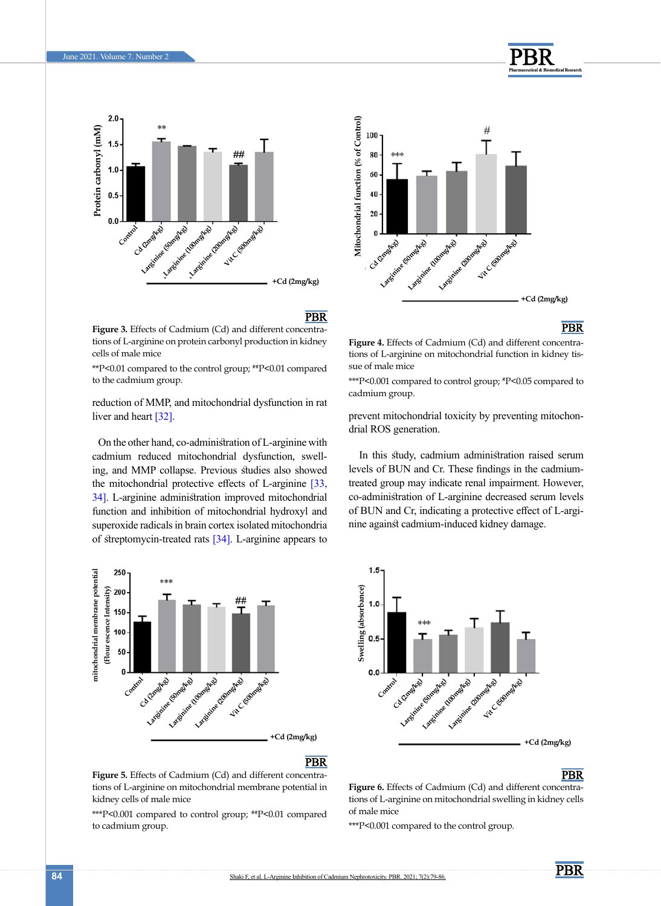**Figure 3.** Effects of Cadmium (Cd) and different concentrations of L-arginine on protein carbonyl production in kidney cells of male mice

**P<0.01 compared to the control group; ##P<0.01 compared to the cadmium group.

reduction of MMP, and mitochondrial dysfunction in rat liver and heart [32].

On the other hand, co-administration of L-arginine with cadmium reduced mitochondrial dysfunction, swelling, and MMP collapse. Previous studies also showed the mitochondrial protective effects of L-arginine [33, 34]. L-arginine administration improved mitochondrial function and inhibition of mitochondrial hydroxyl and superoxide radicals in brain cortex isolated mitochondria of streptomycin-treated rats [34]. L-arginine appears to prevent mitochondrial toxicity by preventing mitochondrial ROS generation.

**Figure 4.** Effects of Cadmium (Cd) and different concentrations of L-arginine on mitochondrial function in kidney tissue of male mice

***P<0.001 compared to control group; #P<0.05 compared to cadmium group.

In this study, cadmium administration raised serum levels of BUN and Cr. These findings in the cadmium-treated group may indicate renal impairment. However, co-administration of L-arginine decreased serum levels of BUN and Cr, indicating a protective effect of L-arginine against cadmium-induced kidney damage.

**Figure 5.** Effects of Cadmium (Cd) and different concentrations of L-arginine on mitochondrial membrane potential in kidney cells of male mice

***P<0.001 compared to control group; ##P<0.01 compared to cadmium group.

**Figure 6.** Effects of Cadmium (Cd) and different concentrations of L-arginine on mitochondrial swelling in kidney cells of male mice

***P<0.001 compared to the control group.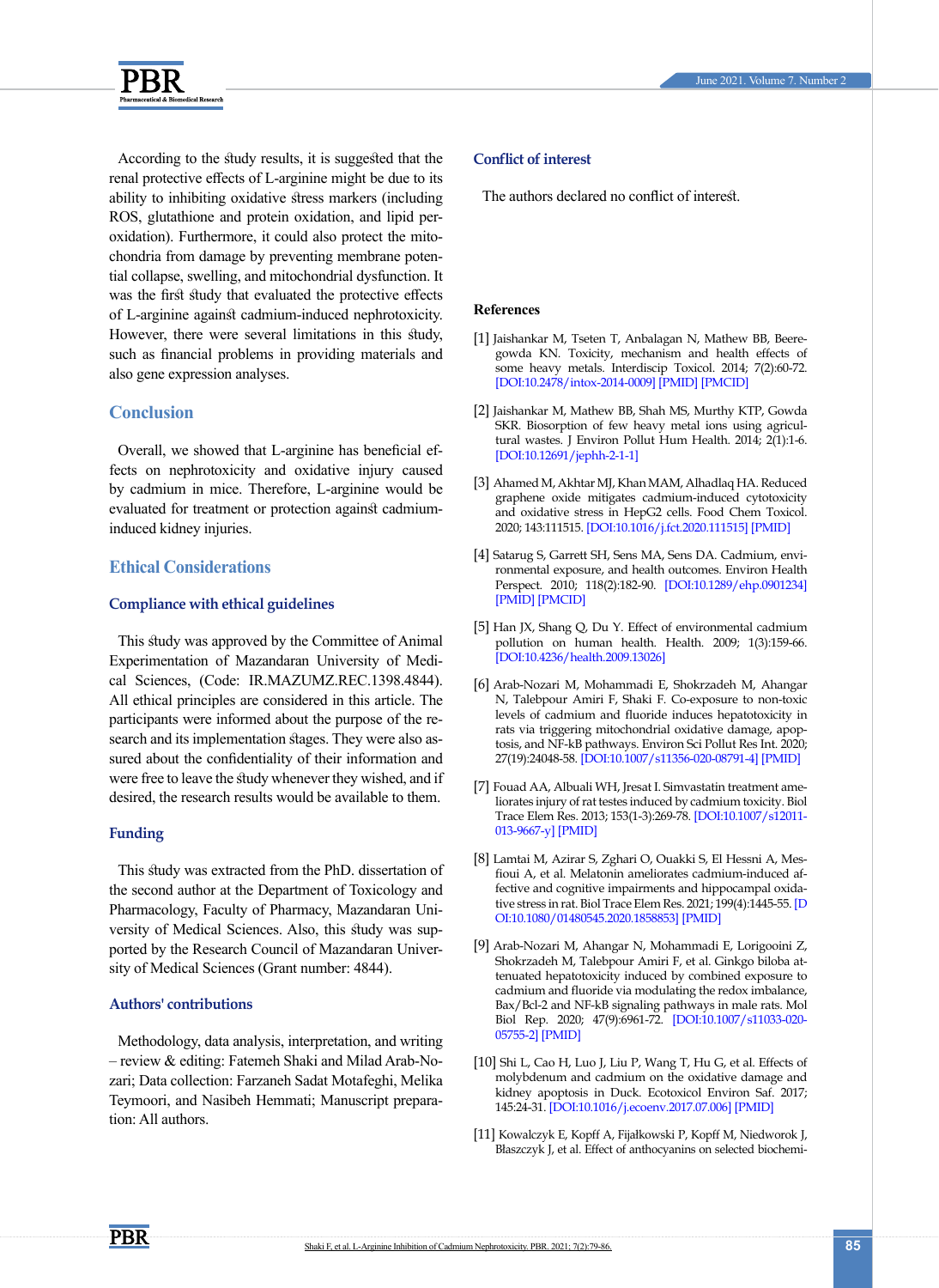According to the study results, it is suggested that the renal protective effects of L-arginine might be due to its ability to inhibiting oxidative stress markers (including ROS, glutathione and protein oxidation, and lipid peroxidation). Furthermore, it could also protect the mitochondria from damage by preventing membrane potential collapse, swelling, and mitochondrial dysfunction. It was the first study that evaluated the protective effects of L-arginine against cadmium-induced nephrotoxicity. However, there were several limitations in this study, such as financial problems in providing materials and also gene expression analyses.

## Conclusion

Overall, we showed that L-arginine has beneficial effects on nephrotoxicity and oxidative injury caused by cadmium in mice. Therefore, L-arginine would be evaluated for treatment or protection against cadmium-induced kidney injuries.

## Ethical Considerations

### Compliance with ethical guidelines

This study was approved by the Committee of Animal Experimentation of Mazandaran University of Medical Sciences, (Code: IR.MAZUMZ.REC.1398.4844). All ethical principles are considered in this article. The participants were informed about the purpose of the research and its implementation stages. They were also assured about the confidentiality of their information and were free to leave the study whenever they wished, and if desired, the research results would be available to them.

### Funding

This study was extracted from the PhD. dissertation of the second author at the Department of Toxicology and Pharmacology, Faculty of Pharmacy, Mazandaran University of Medical Sciences. Also, this study was supported by the Research Council of Mazandaran University of Medical Sciences (Grant number: 4844).

### Authors' contributions

Methodology, data analysis, interpretation, and writing – review & editing: Fatemeh Shaki and Milad Arab-Nozari; Data collection: Farzaneh Sadat Motafeghi, Melika Teymoori, and Nasibeh Hemmati; Manuscript preparation: All authors.

### Conflict of interest

The authors declared no conflict of interest.

## References

[1] Jaishankar M, Tseten T, Anbalagan N, Mathew BB, Beeregowda KN. Toxicity, mechanism and health effects of some heavy metals. Interdiscip Toxicol. 2014; 7(2):60-72. [DOI:10.2478/intox-2014-0009] [PMID] [PMCID]

[2] Jaishankar M, Mathew BB, Shah MS, Murthy KTP, Gowda SKR. Biosorption of few heavy metal ions using agricultural wastes. J Environ Pollut Hum Health. 2014; 2(1):1-6. [DOI:10.12691/jephh-2-1-1]

[3] Ahamed M, Akhtar MJ, Khan MAM, Alhadlaq HA. Reduced graphene oxide mitigates cadmium-induced cytotoxicity and oxidative stress in HepG2 cells. Food Chem Toxicol. 2020; 143:111515. [DOI:10.1016/j.fct.2020.111515] [PMID]

[4] Satarug S, Garrett SH, Sens MA, Sens DA. Cadmium, environmental exposure, and health outcomes. Environ Health Perspect. 2010; 118(2):182-90. [DOI:10.1289/ehp.0901234] [PMID] [PMCID]

[5] Han JX, Shang Q, Du Y. Effect of environmental cadmium pollution on human health. Health. 2009; 1(3):159-66. [DOI:10.4236/health.2009.13026]

[6] Arab-Nozari M, Mohammadi E, Shokrzadeh M, Ahangar N, Talebpour Amiri F, Shaki F. Co-exposure to non-toxic levels of cadmium and fluoride induces hepatotoxicity in rats via triggering mitochondrial oxidative damage, apoptosis, and NF-kB pathways. Environ Sci Pollut Res Int. 2020; 27(19):24048-58. [DOI:10.1007/s11356-020-08791-4] [PMID]

[7] Fouad AA, Albuali WH, Jresat I. Simvastatin treatment ameliorates injury of rat testes induced by cadmium toxicity. Biol Trace Elem Res. 2013; 153(1-3):269-78. [DOI:10.1007/s12011-013-9667-y] [PMID]

[8] Lamtai M, Azirar S, Zghari O, Ouakki S, El Hessni A, Mesfioui A, et al. Melatonin ameliorates cadmium-induced affective and cognitive impairments and hippocampal oxidative stress in rat. Biol Trace Elem Res. 2021; 199(4):1445-55. [DOI:10.1080/01480545.2020.1858853] [PMID]

[9] Arab-Nozari M, Ahangar N, Mohammadi E, Lorigooini Z, Shokrzadeh M, Talebpour Amiri F, et al. Ginkgo biloba attenuated hepatotoxicity induced by combined exposure to cadmium and fluoride via modulating the redox imbalance, Bax/Bcl-2 and NF-kB signaling pathways in male rats. Mol Biol Rep. 2020; 47(9):6961-72. [DOI:10.1007/s11033-020-05755-2] [PMID]

[10] Shi L, Cao H, Luo J, Liu P, Wang T, Hu G, et al. Effects of molybdenum and cadmium on the oxidative damage and kidney apoptosis in Duck. Ecotoxicol Environ Saf. 2017; 145:24-31. [DOI:10.1016/j.ecoenv.2017.07.006] [PMID]

[11] Kowalczyk E, Kopff A, Fijałkowski P, Kopff M, Niedworok J, Błaszczyk J, et al. Effect of anthocyanins on selected biochemi-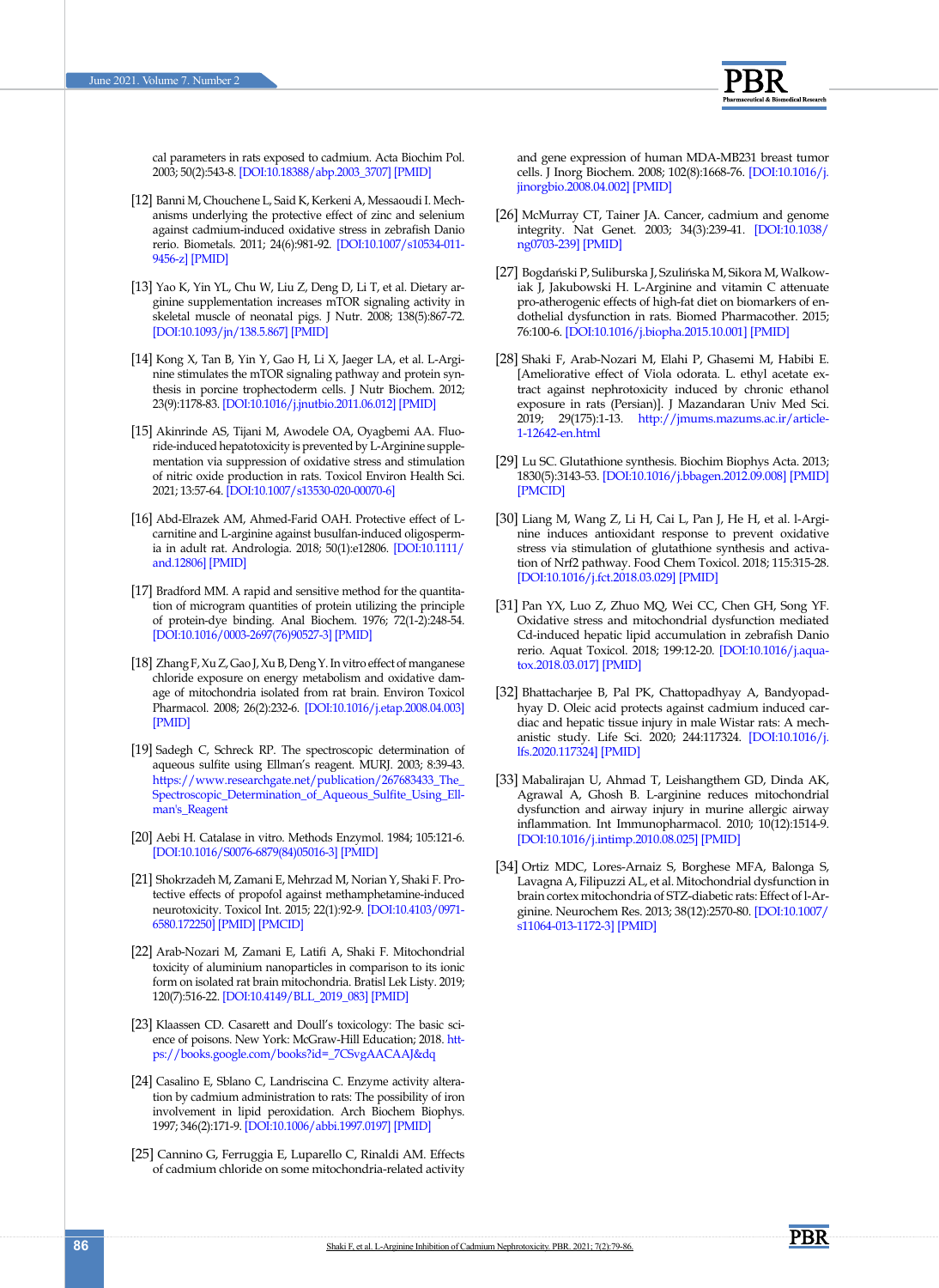cal parameters in rats exposed to cadmium. Acta Biochim Pol. 2003; 50(2):543-8. [DOI:10.18388/abp.2003_3707] [PMID]

[12] Banni M, Chouchene L, Said K, Kerkeni A, Messaoudi I. Mechanisms underlying the protective effect of zinc and selenium against cadmium-induced oxidative stress in zebrafish Danio rerio. Biometals. 2011; 24(6):981-92. [DOI:10.1007/s10534-011-9456-z] [PMID]

[13] Yao K, Yin YL, Chu W, Liu Z, Deng D, Li T, et al. Dietary arginine supplementation increases mTOR signaling activity in skeletal muscle of neonatal pigs. J Nutr. 2008; 138(5):867-72. [DOI:10.1093/jn/138.5.867] [PMID]

[14] Kong X, Tan B, Yin Y, Gao H, Li X, Jaeger LA, et al. L-Arginine stimulates the mTOR signaling pathway and protein synthesis in porcine trophectoderm cells. J Nutr Biochem. 2012; 23(9):1178-83. [DOI:10.1016/j.jnutbio.2011.06.012] [PMID]

[15] Akinrinde AS, Tijani M, Awodele OA, Oyagbemi AA. Fluoride-induced hepatotoxicity is prevented by L-Arginine supplementation via suppression of oxidative stress and stimulation of nitric oxide production in rats. Toxicol Environ Health Sci. 2021; 13:57-64. [DOI:10.1007/s13530-020-00070-6]

[16] Abd-Elrazek AM, Ahmed-Farid OAH. Protective effect of L-carnitine and L-arginine against busulfan-induced oligospermia in adult rat. Andrologia. 2018; 50(1):e12806. [DOI:10.1111/and.12806] [PMID]

[17] Bradford MM. A rapid and sensitive method for the quantitation of microgram quantities of protein utilizing the principle of protein-dye binding. Anal Biochem. 1976; 72(1-2):248-54. [DOI:10.1016/0003-2697(76)90527-3] [PMID]

[18] Zhang F, Xu Z, Gao J, Xu B, Deng Y. In vitro effect of manganese chloride exposure on energy metabolism and oxidative damage of mitochondria isolated from rat brain. Environ Toxicol Pharmacol. 2008; 26(2):232-6. [DOI:10.1016/j.etap.2008.04.003] [PMID]

[19] Sadegh C, Schreck RP. The spectroscopic determination of aqueous sulfite using Ellman's reagent. MURJ. 2003; 8:39-43. https://www.researchgate.net/publication/267683433_The_Spectroscopic_Determination_of_Aqueous_Sulfite_Using_Ellman's_Reagent

[20] Aebi H. Catalase in vitro. Methods Enzymol. 1984; 105:121-6. [DOI:10.1016/S0076-6879(84)05016-3] [PMID]

[21] Shokrzadeh M, Zamani E, Mehrzad M, Norian Y, Shaki F. Protective effects of propofol against methamphetamine-induced neurotoxicity. Toxicol Int. 2015; 22(1):92-9. [DOI:10.4103/0971-6580.172250] [PMID] [PMCID]

[22] Arab-Nozari M, Zamani E, Latifi A, Shaki F. Mitochondrial toxicity of aluminium nanoparticles in comparison to its ionic form on isolated rat brain mitochondria. Bratisl Lek Listy. 2019; 120(7):516-22. [DOI:10.4149/BLL_2019_083] [PMID]

[23] Klaassen CD. Casarett and Doull's toxicology: The basic science of poisons. New York: McGraw-Hill Education; 2018. https://books.google.com/books?id=_7CSvgAACAAJ&dq

[24] Casalino E, Sblano C, Landriscina C. Enzyme activity alteration by cadmium administration to rats: The possibility of iron involvement in lipid peroxidation. Arch Biochem Biophys. 1997; 346(2):171-9. [DOI:10.1006/abbi.1997.0197] [PMID]

[25] Cannino G, Ferruggia E, Luparello C, Rinaldi AM. Effects of cadmium chloride on some mitochondria-related activity and gene expression of human MDA-MB231 breast tumor cells. J Inorg Biochem. 2008; 102(8):1668-76. [DOI:10.1016/j.jinorgbio.2008.04.002] [PMID]

[26] McMurray CT, Tainer JA. Cancer, cadmium and genome integrity. Nat Genet. 2003; 34(3):239-41. [DOI:10.1038/ng0703-239] [PMID]

[27] Bogdański P, Suliburska J, Szulińska M, Sikora M, Walkowiak J, Jakubowski H. L-Arginine and vitamin C attenuate pro-atherogenic effects of high-fat diet on biomarkers of endothelial dysfunction in rats. Biomed Pharmacother. 2015; 76:100-6. [DOI:10.1016/j.biopha.2015.10.001] [PMID]

[28] Shaki F, Arab-Nozari M, Elahi P, Ghasemi M, Habibi E. [Ameliorative effect of Viola odorata. L. ethyl acetate extract against nephrotoxicity induced by chronic ethanol exposure in rats (Persian)]. J Mazandaran Univ Med Sci. 2019; 29(175):1-13. http://jmums.mazums.ac.ir/article-1-12642-en.html

[29] Lu SC. Glutathione synthesis. Biochim Biophys Acta. 2013; 1830(5):3143-53. [DOI:10.1016/j.bbagen.2012.09.008] [PMID] [PMCID]

[30] Liang M, Wang Z, Li H, Cai L, Pan J, He H, et al. l-Arginine induces antioxidant response to prevent oxidative stress via stimulation of glutathione synthesis and activation of Nrf2 pathway. Food Chem Toxicol. 2018; 115:315-28. [DOI:10.1016/j.fct.2018.03.029] [PMID]

[31] Pan YX, Luo Z, Zhuo MQ, Wei CC, Chen GH, Song YF. Oxidative stress and mitochondrial dysfunction mediated Cd-induced hepatic lipid accumulation in zebrafish Danio rerio. Aquat Toxicol. 2018; 199:12-20. [DOI:10.1016/j.aquatox.2018.03.017] [PMID]

[32] Bhattacharjee B, Pal PK, Chattopadhyay A, Bandyopadhyay D. Oleic acid protects against cadmium induced cardiac and hepatic tissue injury in male Wistar rats: A mechanistic study. Life Sci. 2020; 244:117324. [DOI:10.1016/j.lfs.2020.117324] [PMID]

[33] Mabalirajan U, Ahmad T, Leishangthem GD, Dinda AK, Agrawal A, Ghosh B. L-arginine reduces mitochondrial dysfunction and airway injury in murine allergic airway inflammation. Int Immunopharmacol. 2010; 10(12):1514-9. [DOI:10.1016/j.intimp.2010.08.025] [PMID]

[34] Ortiz MDC, Lores-Arnaiz S, Borghese MFA, Balonga S, Lavagna A, Filipuzzi AL, et al. Mitochondrial dysfunction in brain cortex mitochondria of STZ-diabetic rats: Effect of l-Arginine. Neurochem Res. 2013; 38(12):2570-80. [DOI:10.1007/s11064-013-1172-3] [PMID]